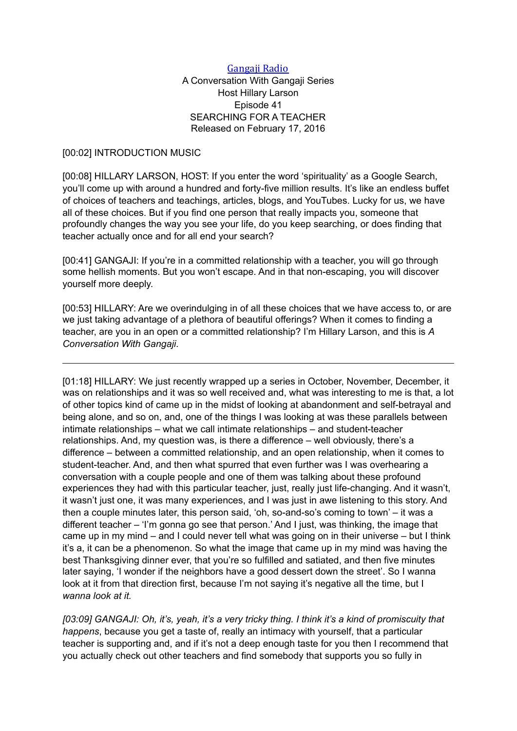[Gangaji Radio](#)
A Conversation With Gangaji Series
Host Hillary Larson
Episode 41
SEARCHING FOR A TEACHER
Released on February 17, 2016

[00:02] INTRODUCTION MUSIC

[00:08] HILLARY LARSON, HOST: If you enter the word 'spirituality' as a Google Search, you'll come up with around a hundred and forty-five million results. It's like an endless buffet of choices of teachers and teachings, articles, blogs, and YouTubes. Lucky for us, we have all of these choices. But if you find one person that really impacts you, someone that profoundly changes the way you see your life, do you keep searching, or does finding that teacher actually once and for all end your search?

[00:41] GANGAJI: If you're in a committed relationship with a teacher, you will go through some hellish moments. But you won't escape. And in that non-escaping, you will discover yourself more deeply.

[00:53] HILLARY: Are we overindulging in of all these choices that we have access to, or are we just taking advantage of a plethora of beautiful offerings? When it comes to finding a teacher, are you in an open or a committed relationship? I'm Hillary Larson, and this is *A Conversation With Gangaji*.

---

[01:18] HILLARY: We just recently wrapped up a series in October, November, December, it was on relationships and it was so well received and, what was interesting to me is that, a lot of other topics kind of came up in the midst of looking at abandonment and self-betrayal and being alone, and so on, and, one of the things I was looking at was these parallels between intimate relationships – what we call intimate relationships – and student-teacher relationships. And, my question was, is there a difference – well obviously, there's a difference – between a committed relationship, and an open relationship, when it comes to student-teacher. And, and then what spurred that even further was I was overhearing a conversation with a couple people and one of them was talking about these profound experiences they had with this particular teacher, just, really just life-changing. And it wasn't, it wasn't just one, it was many experiences, and I was just in awe listening to this story. And then a couple minutes later, this person said, 'oh, so-and-so's coming to town' – it was a different teacher – 'I'm gonna go see that person.' And I just, was thinking, the image that came up in my mind – and I could never tell what was going on in their universe – but I think it's a, it can be a phenomenon. So what the image that came up in my mind was having the best Thanksgiving dinner ever, that you're so fulfilled and satiated, and then five minutes later saying, 'I wonder if the neighbors have a good dessert down the street'. So I wanna look at it from that direction first, because I'm not saying it's negative all the time, but I *wanna look at it.*

*[03:09] GANGAJI: Oh, it's, yeah, it's a very tricky thing. I think it's a kind of promiscuity that happens*, because you get a taste of, really an intimacy with yourself, that a particular teacher is supporting and, and if it's not a deep enough taste for you then I recommend that you actually check out other teachers and find somebody that supports you so fully in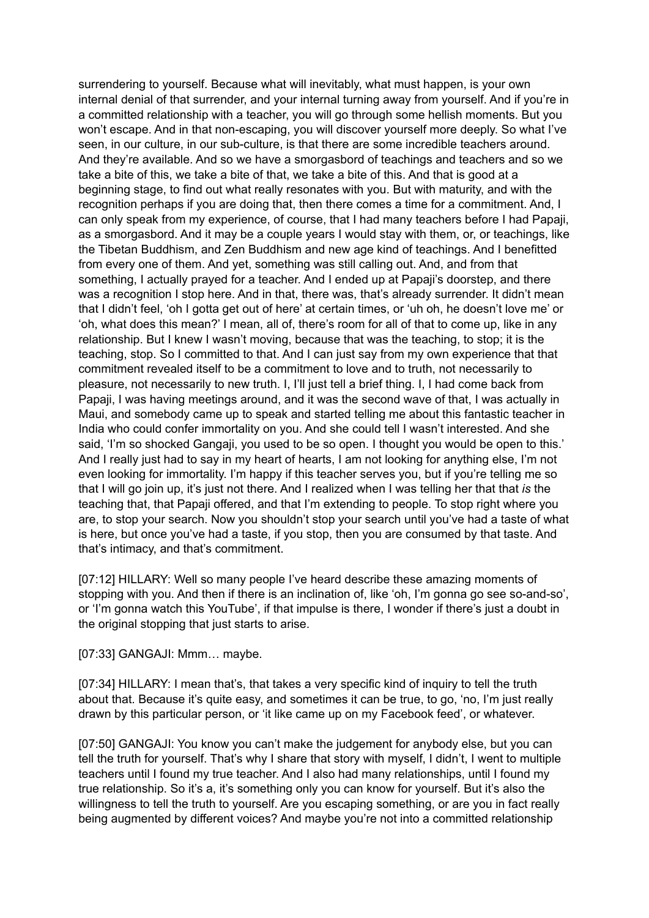surrendering to yourself. Because what will inevitably, what must happen, is your own internal denial of that surrender, and your internal turning away from yourself. And if you're in a committed relationship with a teacher, you will go through some hellish moments. But you won't escape. And in that non-escaping, you will discover yourself more deeply. So what I've seen, in our culture, in our sub-culture, is that there are some incredible teachers around. And they're available. And so we have a smorgasbord of teachings and teachers and so we take a bite of this, we take a bite of that, we take a bite of this. And that is good at a beginning stage, to find out what really resonates with you. But with maturity, and with the recognition perhaps if you are doing that, then there comes a time for a commitment. And, I can only speak from my experience, of course, that I had many teachers before I had Papaji, as a smorgasbord. And it may be a couple years I would stay with them, or, or teachings, like the Tibetan Buddhism, and Zen Buddhism and new age kind of teachings. And I benefitted from every one of them. And yet, something was still calling out. And, and from that something, I actually prayed for a teacher. And I ended up at Papaji's doorstep, and there was a recognition I stop here. And in that, there was, that's already surrender. It didn't mean that I didn't feel, 'oh I gotta get out of here' at certain times, or 'uh oh, he doesn't love me' or 'oh, what does this mean?' I mean, all of, there's room for all of that to come up, like in any relationship. But I knew I wasn't moving, because that was the teaching, to stop; it is the teaching, stop. So I committed to that. And I can just say from my own experience that that commitment revealed itself to be a commitment to love and to truth, not necessarily to pleasure, not necessarily to new truth. I, I'll just tell a brief thing. I, I had come back from Papaji, I was having meetings around, and it was the second wave of that, I was actually in Maui, and somebody came up to speak and started telling me about this fantastic teacher in India who could confer immortality on you. And she could tell I wasn't interested. And she said, 'I'm so shocked Gangaji, you used to be so open. I thought you would be open to this.' And I really just had to say in my heart of hearts, I am not looking for anything else, I'm not even looking for immortality. I'm happy if this teacher serves you, but if you're telling me so that I will go join up, it's just not there. And I realized when I was telling her that that *is* the teaching that, that Papaji offered, and that I'm extending to people. To stop right where you are, to stop your search. Now you shouldn't stop your search until you've had a taste of what is here, but once you've had a taste, if you stop, then you are consumed by that taste. And that's intimacy, and that's commitment.

[07:12] HILLARY: Well so many people I've heard describe these amazing moments of stopping with you. And then if there is an inclination of, like 'oh, I'm gonna go see so-and-so', or 'I'm gonna watch this YouTube', if that impulse is there, I wonder if there's just a doubt in the original stopping that just starts to arise.

[07:33] GANGAJI: Mmm… maybe.

[07:34] HILLARY: I mean that's, that takes a very specific kind of inquiry to tell the truth about that. Because it's quite easy, and sometimes it can be true, to go, 'no, I'm just really drawn by this particular person, or 'it like came up on my Facebook feed', or whatever.

[07:50] GANGAJI: You know you can't make the judgement for anybody else, but you can tell the truth for yourself. That's why I share that story with myself, I didn't, I went to multiple teachers until I found my true teacher. And I also had many relationships, until I found my true relationship. So it's a, it's something only you can know for yourself. But it's also the willingness to tell the truth to yourself. Are you escaping something, or are you in fact really being augmented by different voices? And maybe you're not into a committed relationship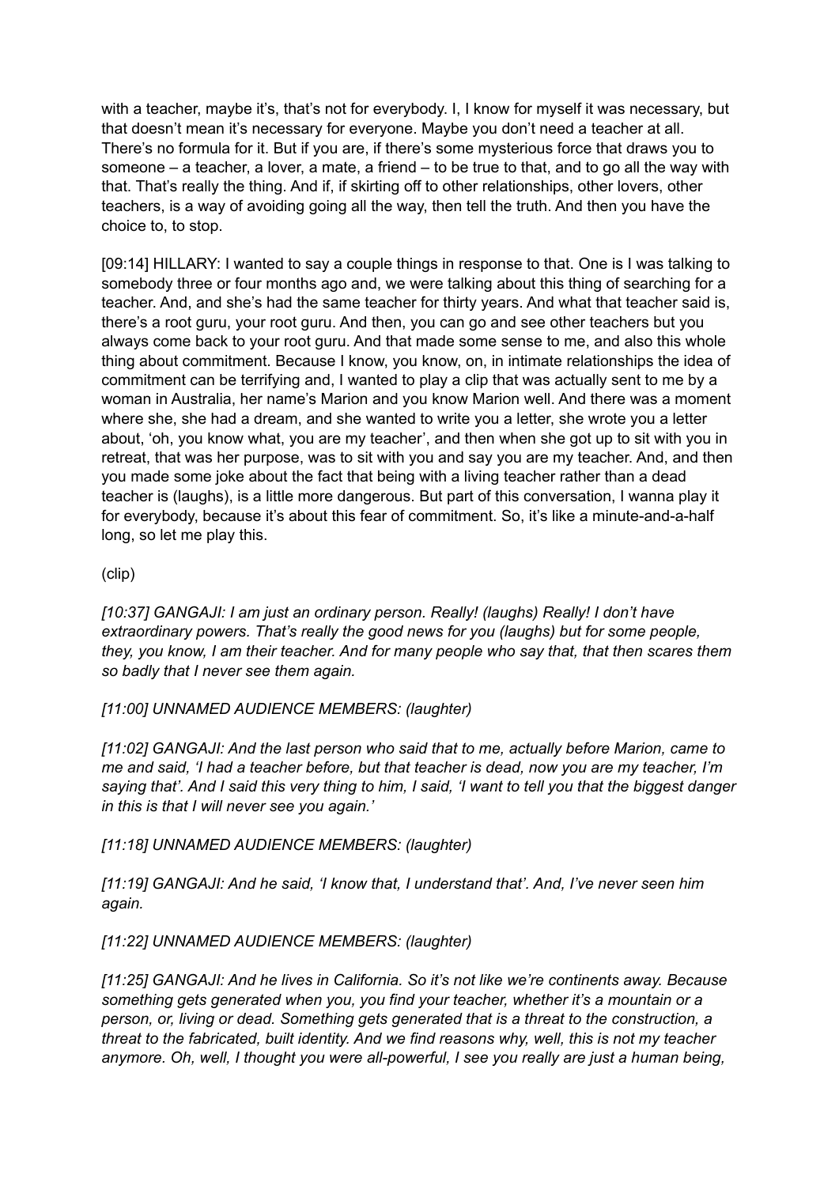with a teacher, maybe it's, that's not for everybody. I, I know for myself it was necessary, but that doesn't mean it's necessary for everyone. Maybe you don't need a teacher at all. There's no formula for it. But if you are, if there's some mysterious force that draws you to someone – a teacher, a lover, a mate, a friend – to be true to that, and to go all the way with that. That's really the thing. And if, if skirting off to other relationships, other lovers, other teachers, is a way of avoiding going all the way, then tell the truth. And then you have the choice to, to stop.

[09:14] HILLARY: I wanted to say a couple things in response to that. One is I was talking to somebody three or four months ago and, we were talking about this thing of searching for a teacher. And, and she's had the same teacher for thirty years. And what that teacher said is, there's a root guru, your root guru. And then, you can go and see other teachers but you always come back to your root guru. And that made some sense to me, and also this whole thing about commitment. Because I know, you know, on, in intimate relationships the idea of commitment can be terrifying and, I wanted to play a clip that was actually sent to me by a woman in Australia, her name's Marion and you know Marion well. And there was a moment where she, she had a dream, and she wanted to write you a letter, she wrote you a letter about, 'oh, you know what, you are my teacher', and then when she got up to sit with you in retreat, that was her purpose, was to sit with you and say you are my teacher. And, and then you made some joke about the fact that being with a living teacher rather than a dead teacher is (laughs), is a little more dangerous. But part of this conversation, I wanna play it for everybody, because it's about this fear of commitment. So, it's like a minute-and-a-half long, so let me play this.

(clip)

*[10:37] GANGAJI: I am just an ordinary person. Really! (laughs) Really! I don't have extraordinary powers. That's really the good news for you (laughs) but for some people, they, you know, I am their teacher. And for many people who say that, that then scares them so badly that I never see them again.*

*[11:00] UNNAMED AUDIENCE MEMBERS: (laughter)*

*[11:02] GANGAJI: And the last person who said that to me, actually before Marion, came to me and said, 'I had a teacher before, but that teacher is dead, now you are my teacher, I'm saying that'. And I said this very thing to him, I said, 'I want to tell you that the biggest danger in this is that I will never see you again.'*

*[11:18] UNNAMED AUDIENCE MEMBERS: (laughter)*

*[11:19] GANGAJI: And he said, 'I know that, I understand that'. And, I've never seen him again.*

*[11:22] UNNAMED AUDIENCE MEMBERS: (laughter)*

*[11:25] GANGAJI: And he lives in California. So it's not like we're continents away. Because something gets generated when you, you find your teacher, whether it's a mountain or a person, or, living or dead. Something gets generated that is a threat to the construction, a threat to the fabricated, built identity. And we find reasons why, well, this is not my teacher anymore. Oh, well, I thought you were all-powerful, I see you really are just a human being,*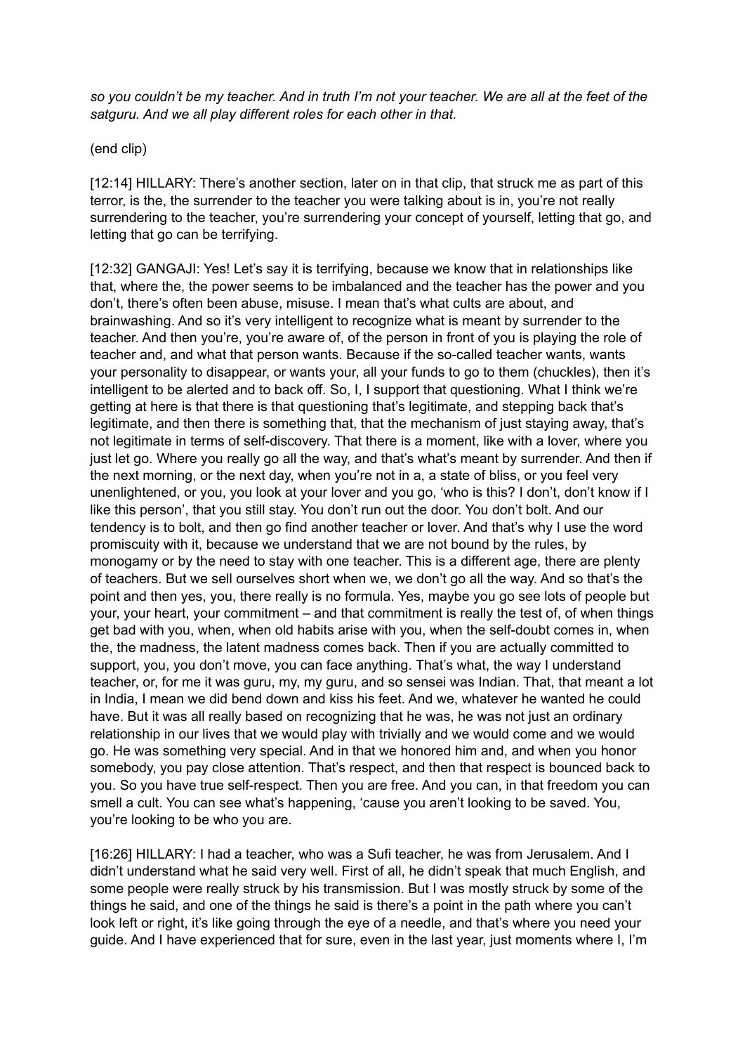*so you couldn't be my teacher. And in truth I'm not your teacher. We are all at the feet of the satguru. And we all play different roles for each other in that.*

(end clip)

[12:14] HILLARY: There's another section, later on in that clip, that struck me as part of this terror, is the, the surrender to the teacher you were talking about is in, you're not really surrendering to the teacher, you're surrendering your concept of yourself, letting that go, and letting that go can be terrifying.

[12:32] GANGAJI: Yes! Let's say it is terrifying, because we know that in relationships like that, where the, the power seems to be imbalanced and the teacher has the power and you don't, there's often been abuse, misuse. I mean that's what cults are about, and brainwashing. And so it's very intelligent to recognize what is meant by surrender to the teacher. And then you're, you're aware of, of the person in front of you is playing the role of teacher and, and what that person wants. Because if the so-called teacher wants, wants your personality to disappear, or wants your, all your funds to go to them (chuckles), then it's intelligent to be alerted and to back off. So, I, I support that questioning. What I think we're getting at here is that there is that questioning that's legitimate, and stepping back that's legitimate, and then there is something that, that the mechanism of just staying away, that's not legitimate in terms of self-discovery. That there is a moment, like with a lover, where you just let go. Where you really go all the way, and that's what's meant by surrender. And then if the next morning, or the next day, when you're not in a, a state of bliss, or you feel very unenlightened, or you, you look at your lover and you go, 'who is this? I don't, don't know if I like this person', that you still stay. You don't run out the door. You don't bolt. And our tendency is to bolt, and then go find another teacher or lover. And that's why I use the word promiscuity with it, because we understand that we are not bound by the rules, by monogamy or by the need to stay with one teacher. This is a different age, there are plenty of teachers. But we sell ourselves short when we, we don't go all the way. And so that's the point and then yes, you, there really is no formula. Yes, maybe you go see lots of people but your, your heart, your commitment – and that commitment is really the test of, of when things get bad with you, when, when old habits arise with you, when the self-doubt comes in, when the, the madness, the latent madness comes back. Then if you are actually committed to support, you, you don't move, you can face anything. That's what, the way I understand teacher, or, for me it was guru, my, my guru, and so sensei was Indian. That, that meant a lot in India, I mean we did bend down and kiss his feet. And we, whatever he wanted he could have. But it was all really based on recognizing that he was, he was not just an ordinary relationship in our lives that we would play with trivially and we would come and we would go. He was something very special. And in that we honored him and, and when you honor somebody, you pay close attention. That's respect, and then that respect is bounced back to you. So you have true self-respect. Then you are free. And you can, in that freedom you can smell a cult. You can see what's happening, 'cause you aren't looking to be saved. You, you're looking to be who you are.

[16:26] HILLARY: I had a teacher, who was a Sufi teacher, he was from Jerusalem. And I didn't understand what he said very well. First of all, he didn't speak that much English, and some people were really struck by his transmission. But I was mostly struck by some of the things he said, and one of the things he said is there's a point in the path where you can't look left or right, it's like going through the eye of a needle, and that's where you need your guide. And I have experienced that for sure, even in the last year, just moments where I, I'm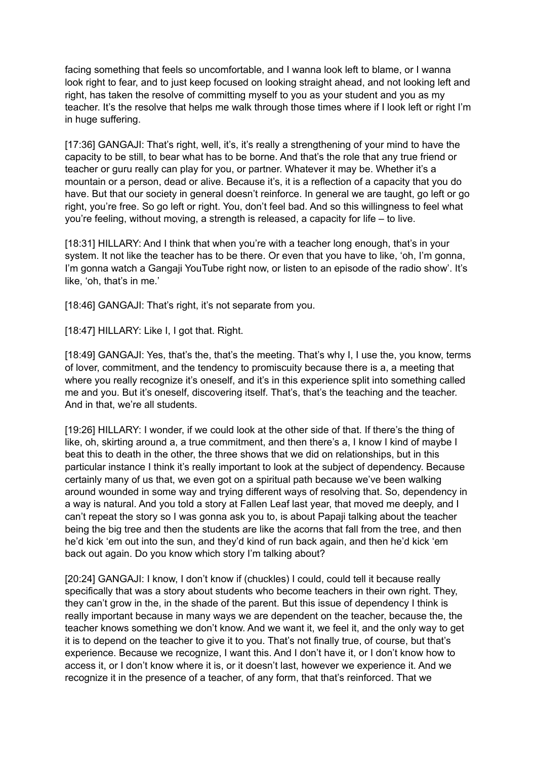facing something that feels so uncomfortable, and I wanna look left to blame, or I wanna look right to fear, and to just keep focused on looking straight ahead, and not looking left and right, has taken the resolve of committing myself to you as your student and you as my teacher. It's the resolve that helps me walk through those times where if I look left or right I'm in huge suffering.

[17:36] GANGAJI: That's right, well, it's, it's really a strengthening of your mind to have the capacity to be still, to bear what has to be borne. And that's the role that any true friend or teacher or guru really can play for you, or partner. Whatever it may be. Whether it's a mountain or a person, dead or alive. Because it's, it is a reflection of a capacity that you do have. But that our society in general doesn't reinforce. In general we are taught, go left or go right, you're free. So go left or right. You, don't feel bad. And so this willingness to feel what you're feeling, without moving, a strength is released, a capacity for life – to live.

[18:31] HILLARY: And I think that when you're with a teacher long enough, that's in your system. It not like the teacher has to be there. Or even that you have to like, 'oh, I'm gonna, I'm gonna watch a Gangaji YouTube right now, or listen to an episode of the radio show'. It's like, 'oh, that's in me.'

[18:46] GANGAJI: That's right, it's not separate from you.

[18:47] HILLARY: Like I, I got that. Right.

[18:49] GANGAJI: Yes, that's the, that's the meeting. That's why I, I use the, you know, terms of lover, commitment, and the tendency to promiscuity because there is a, a meeting that where you really recognize it's oneself, and it's in this experience split into something called me and you. But it's oneself, discovering itself. That's, that's the teaching and the teacher. And in that, we're all students.

[19:26] HILLARY: I wonder, if we could look at the other side of that. If there's the thing of like, oh, skirting around a, a true commitment, and then there's a, I know I kind of maybe I beat this to death in the other, the three shows that we did on relationships, but in this particular instance I think it's really important to look at the subject of dependency. Because certainly many of us that, we even got on a spiritual path because we've been walking around wounded in some way and trying different ways of resolving that. So, dependency in a way is natural. And you told a story at Fallen Leaf last year, that moved me deeply, and I can't repeat the story so I was gonna ask you to, is about Papaji talking about the teacher being the big tree and then the students are like the acorns that fall from the tree, and then he'd kick 'em out into the sun, and they'd kind of run back again, and then he'd kick 'em back out again. Do you know which story I'm talking about?

[20:24] GANGAJI: I know, I don't know if (chuckles) I could, could tell it because really specifically that was a story about students who become teachers in their own right. They, they can't grow in the, in the shade of the parent. But this issue of dependency I think is really important because in many ways we are dependent on the teacher, because the, the teacher knows something we don't know. And we want it, we feel it, and the only way to get it is to depend on the teacher to give it to you. That's not finally true, of course, but that's experience. Because we recognize, I want this. And I don't have it, or I don't know how to access it, or I don't know where it is, or it doesn't last, however we experience it. And we recognize it in the presence of a teacher, of any form, that that's reinforced. That we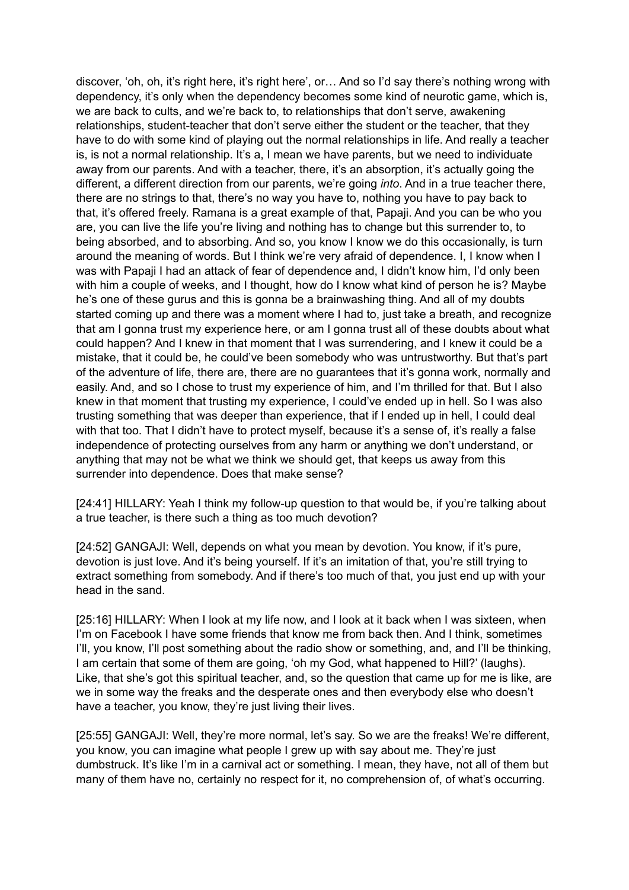discover, 'oh, oh, it's right here, it's right here', or… And so I'd say there's nothing wrong with dependency, it's only when the dependency becomes some kind of neurotic game, which is, we are back to cults, and we're back to, to relationships that don't serve, awakening relationships, student-teacher that don't serve either the student or the teacher, that they have to do with some kind of playing out the normal relationships in life. And really a teacher is, is not a normal relationship. It's a, I mean we have parents, but we need to individuate away from our parents. And with a teacher, there, it's an absorption, it's actually going the different, a different direction from our parents, we're going *into*. And in a true teacher there, there are no strings to that, there's no way you have to, nothing you have to pay back to that, it's offered freely. Ramana is a great example of that, Papaji. And you can be who you are, you can live the life you're living and nothing has to change but this surrender to, to being absorbed, and to absorbing. And so, you know I know we do this occasionally, is turn around the meaning of words. But I think we're very afraid of dependence. I, I know when I was with Papaji I had an attack of fear of dependence and, I didn't know him, I'd only been with him a couple of weeks, and I thought, how do I know what kind of person he is? Maybe he's one of these gurus and this is gonna be a brainwashing thing. And all of my doubts started coming up and there was a moment where I had to, just take a breath, and recognize that am I gonna trust my experience here, or am I gonna trust all of these doubts about what could happen? And I knew in that moment that I was surrendering, and I knew it could be a mistake, that it could be, he could've been somebody who was untrustworthy. But that's part of the adventure of life, there are, there are no guarantees that it's gonna work, normally and easily. And, and so I chose to trust my experience of him, and I'm thrilled for that. But I also knew in that moment that trusting my experience, I could've ended up in hell. So I was also trusting something that was deeper than experience, that if I ended up in hell, I could deal with that too. That I didn't have to protect myself, because it's a sense of, it's really a false independence of protecting ourselves from any harm or anything we don't understand, or anything that may not be what we think we should get, that keeps us away from this surrender into dependence. Does that make sense?

[24:41] HILLARY: Yeah I think my follow-up question to that would be, if you're talking about a true teacher, is there such a thing as too much devotion?

[24:52] GANGAJI: Well, depends on what you mean by devotion. You know, if it's pure, devotion is just love. And it's being yourself. If it's an imitation of that, you're still trying to extract something from somebody. And if there's too much of that, you just end up with your head in the sand.

[25:16] HILLARY: When I look at my life now, and I look at it back when I was sixteen, when I'm on Facebook I have some friends that know me from back then. And I think, sometimes I'll, you know, I'll post something about the radio show or something, and, and I'll be thinking, I am certain that some of them are going, 'oh my God, what happened to Hill?' (laughs). Like, that she's got this spiritual teacher, and, so the question that came up for me is like, are we in some way the freaks and the desperate ones and then everybody else who doesn't have a teacher, you know, they're just living their lives.

[25:55] GANGAJI: Well, they're more normal, let's say. So we are the freaks! We're different, you know, you can imagine what people I grew up with say about me. They're just dumbstruck. It's like I'm in a carnival act or something. I mean, they have, not all of them but many of them have no, certainly no respect for it, no comprehension of, of what's occurring.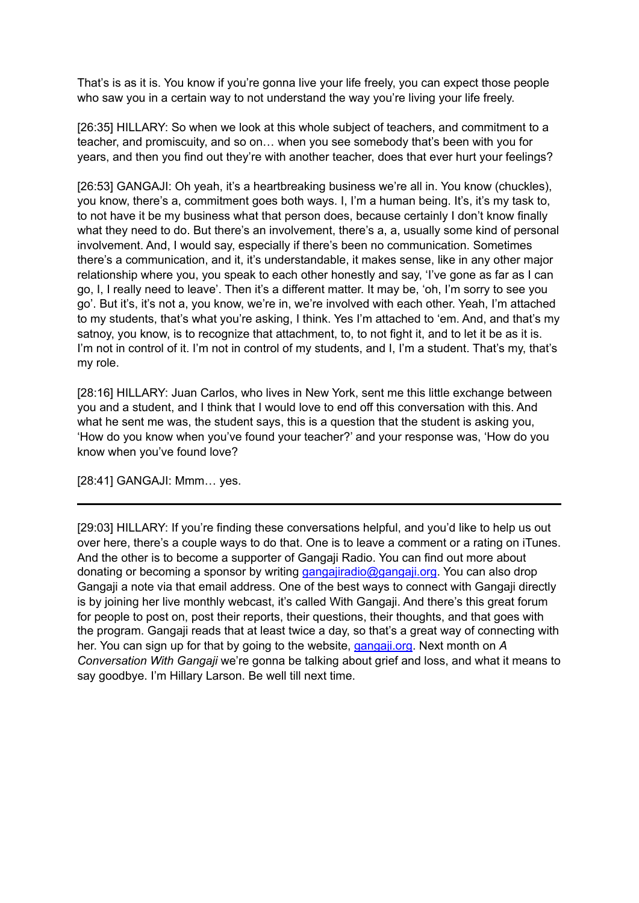That's is as it is. You know if you're gonna live your life freely, you can expect those people who saw you in a certain way to not understand the way you're living your life freely.

[26:35] HILLARY: So when we look at this whole subject of teachers, and commitment to a teacher, and promiscuity, and so on… when you see somebody that's been with you for years, and then you find out they're with another teacher, does that ever hurt your feelings?

[26:53] GANGAJI: Oh yeah, it's a heartbreaking business we're all in. You know (chuckles), you know, there's a, commitment goes both ways. I, I'm a human being. It's, it's my task to, to not have it be my business what that person does, because certainly I don't know finally what they need to do. But there's an involvement, there's a, a, usually some kind of personal involvement. And, I would say, especially if there's been no communication. Sometimes there's a communication, and it, it's understandable, it makes sense, like in any other major relationship where you, you speak to each other honestly and say, 'I've gone as far as I can go, I, I really need to leave'. Then it's a different matter. It may be, 'oh, I'm sorry to see you go'. But it's, it's not a, you know, we're in, we're involved with each other. Yeah, I'm attached to my students, that's what you're asking, I think. Yes I'm attached to 'em. And, and that's my satnoy, you know, is to recognize that attachment, to, to not fight it, and to let it be as it is. I'm not in control of it. I'm not in control of my students, and I, I'm a student. That's my, that's my role.

[28:16] HILLARY: Juan Carlos, who lives in New York, sent me this little exchange between you and a student, and I think that I would love to end off this conversation with this. And what he sent me was, the student says, this is a question that the student is asking you, 'How do you know when you've found your teacher?' and your response was, 'How do you know when you've found love?

[28:41] GANGAJI: Mmm… yes.

---

[29:03] HILLARY: If you're finding these conversations helpful, and you'd like to help us out over here, there's a couple ways to do that. One is to leave a comment or a rating on iTunes. And the other is to become a supporter of Gangaji Radio. You can find out more about donating or becoming a sponsor by writing [gangajiradio@gangaji.org](mailto:gangajiradio@gangaji.org). You can also drop Gangaji a note via that email address. One of the best ways to connect with Gangaji directly is by joining her live monthly webcast, it's called With Gangaji. And there's this great forum for people to post on, post their reports, their questions, their thoughts, and that goes with the program. Gangaji reads that at least twice a day, so that's a great way of connecting with her. You can sign up for that by going to the website, [gangaji.org](https://gangaji.org). Next month on *A Conversation With Gangaji* we're gonna be talking about grief and loss, and what it means to say goodbye. I'm Hillary Larson. Be well till next time.